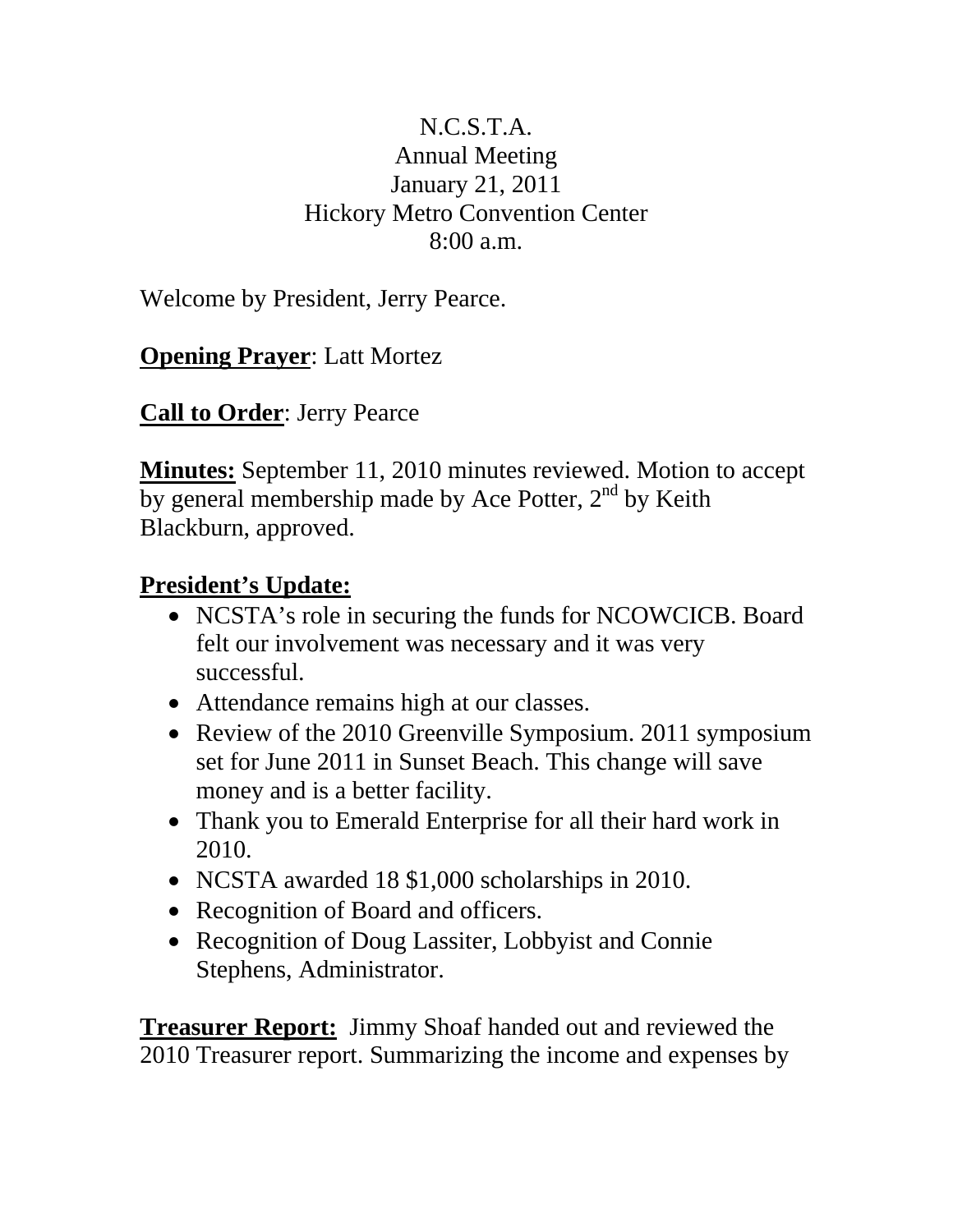N.C.S.T.A.
Annual Meeting
January 21, 2011
Hickory Metro Convention Center
8:00 a.m.

Welcome by President, Jerry Pearce.

**Opening Prayer**: Latt Mortez

**Call to Order**: Jerry Pearce

**Minutes:** September 11, 2010 minutes reviewed. Motion to accept by general membership made by Ace Potter, 2nd by Keith Blackburn, approved.

**President's Update:**

- NCSTA's role in securing the funds for NCOWCICB. Board felt our involvement was necessary and it was very successful.
- Attendance remains high at our classes.
- Review of the 2010 Greenville Symposium. 2011 symposium set for June 2011 in Sunset Beach. This change will save money and is a better facility.
- Thank you to Emerald Enterprise for all their hard work in 2010.
- NCSTA awarded 18 $1,000 scholarships in 2010.
- Recognition of Board and officers.
- Recognition of Doug Lassiter, Lobbyist and Connie Stephens, Administrator.

**Treasurer Report:** Jimmy Shoaf handed out and reviewed the 2010 Treasurer report. Summarizing the income and expenses by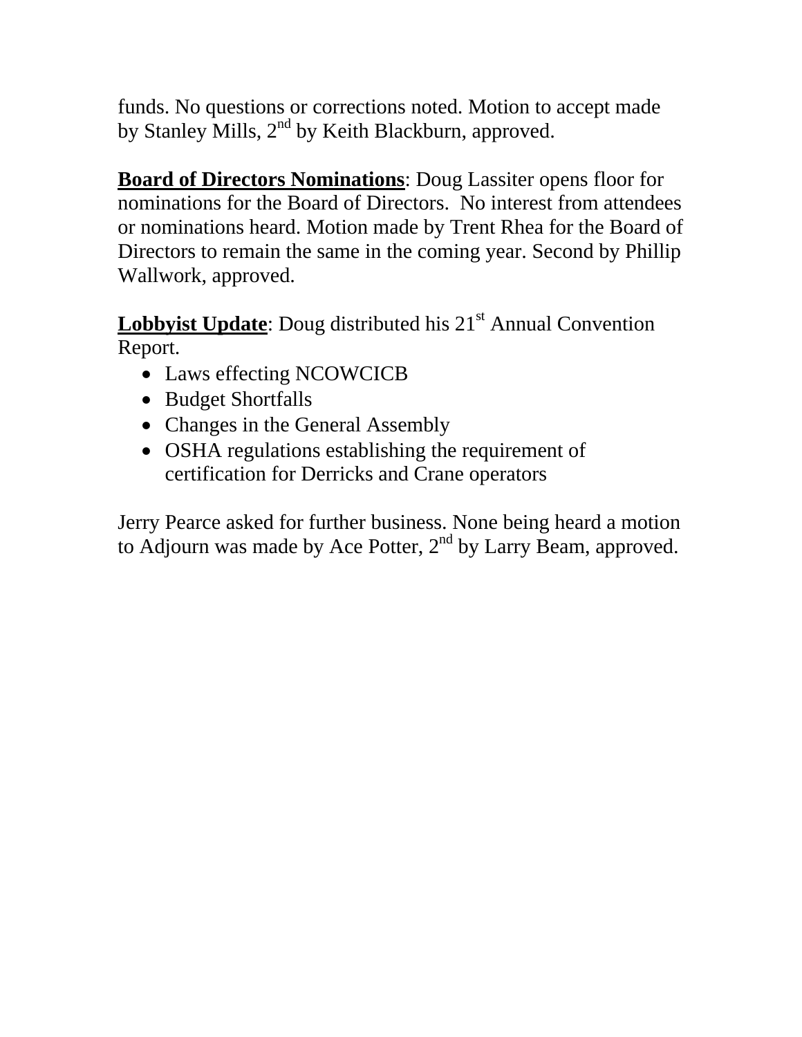funds. No questions or corrections noted. Motion to accept made by Stanley Mills, 2nd by Keith Blackburn, approved.

**Board of Directors Nominations**: Doug Lassiter opens floor for nominations for the Board of Directors. No interest from attendees or nominations heard. Motion made by Trent Rhea for the Board of Directors to remain the same in the coming year. Second by Phillip Wallwork, approved.

**Lobbyist Update**: Doug distributed his 21st Annual Convention Report.

- Laws effecting NCOWCICB
- Budget Shortfalls
- Changes in the General Assembly
- OSHA regulations establishing the requirement of certification for Derricks and Crane operators

Jerry Pearce asked for further business. None being heard a motion to Adjourn was made by Ace Potter, 2nd by Larry Beam, approved.